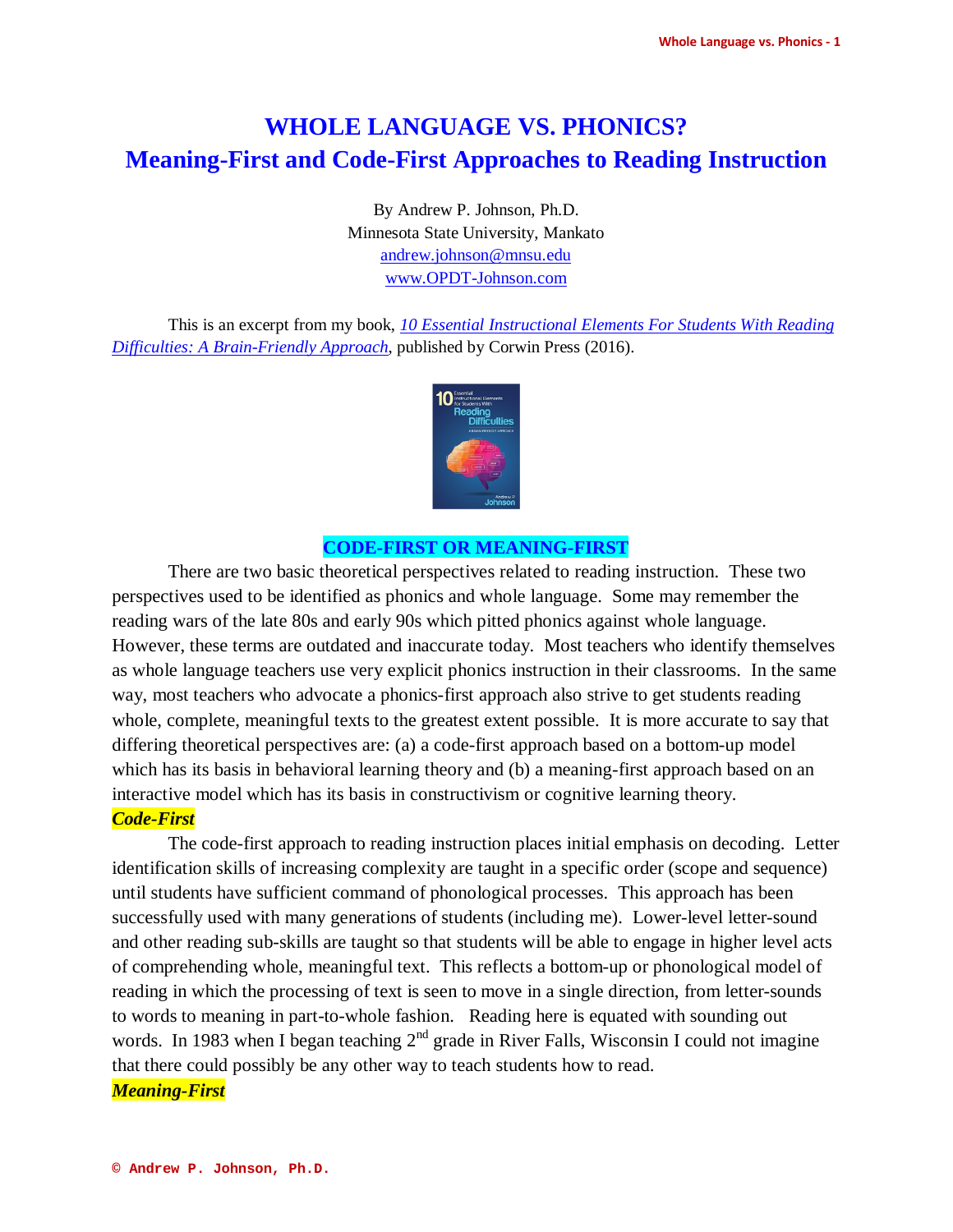# WHOLE LANGUAGE VS. PHONICS?
# Meaning-First and Code-First Approaches to Reading Instruction

By Andrew P. Johnson, Ph.D.
Minnesota State University, Mankato
andrew.johnson@mnsu.edu
www.OPDT-Johnson.com

This is an excerpt from my book, *10 Essential Instructional Elements For Students With Reading Difficulties: A Brain-Friendly Approach*, published by Corwin Press (2016).

## CODE-FIRST OR MEANING-FIRST

There are two basic theoretical perspectives related to reading instruction. These two perspectives used to be identified as phonics and whole language. Some may remember the reading wars of the late 80s and early 90s which pitted phonics against whole language. However, these terms are outdated and inaccurate today. Most teachers who identify themselves as whole language teachers use very explicit phonics instruction in their classrooms. In the same way, most teachers who advocate a phonics-first approach also strive to get students reading whole, complete, meaningful texts to the greatest extent possible. It is more accurate to say that differing theoretical perspectives are: (a) a code-first approach based on a bottom-up model which has its basis in behavioral learning theory and (b) a meaning-first approach based on an interactive model which has its basis in constructivism or cognitive learning theory.

### *Code-First*

The code-first approach to reading instruction places initial emphasis on decoding. Letter identification skills of increasing complexity are taught in a specific order (scope and sequence) until students have sufficient command of phonological processes. This approach has been successfully used with many generations of students (including me). Lower-level letter-sound and other reading sub-skills are taught so that students will be able to engage in higher level acts of comprehending whole, meaningful text. This reflects a bottom-up or phonological model of reading in which the processing of text is seen to move in a single direction, from letter-sounds to words to meaning in part-to-whole fashion. Reading here is equated with sounding out words. In 1983 when I began teaching 2nd grade in River Falls, Wisconsin I could not imagine that there could possibly be any other way to teach students how to read.

### *Meaning-First*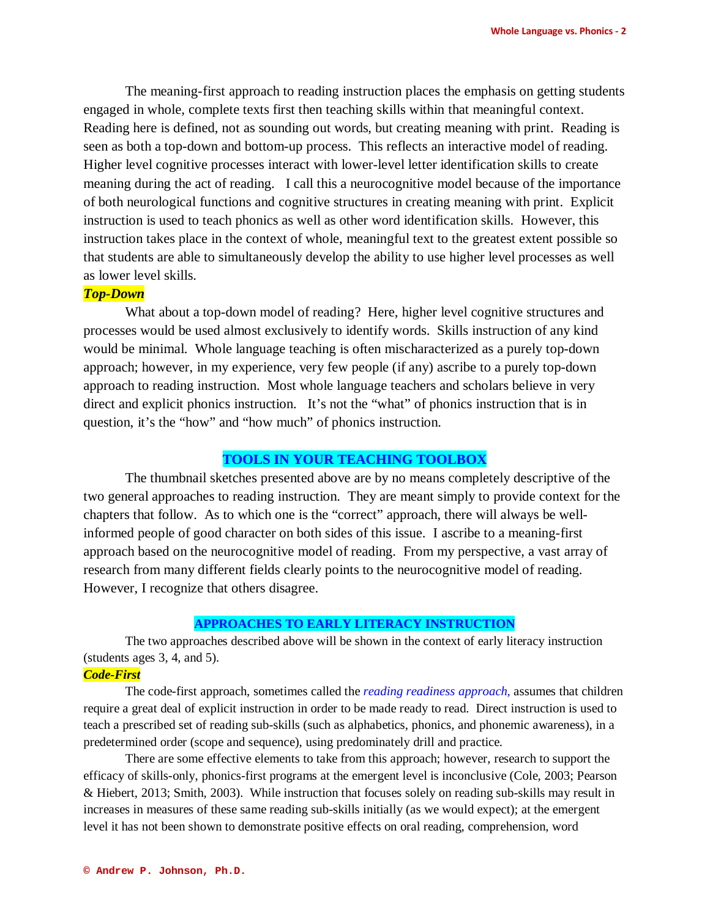The meaning-first approach to reading instruction places the emphasis on getting students engaged in whole, complete texts first then teaching skills within that meaningful context. Reading here is defined, not as sounding out words, but creating meaning with print. Reading is seen as both a top-down and bottom-up process. This reflects an interactive model of reading. Higher level cognitive processes interact with lower-level letter identification skills to create meaning during the act of reading. I call this a neurocognitive model because of the importance of both neurological functions and cognitive structures in creating meaning with print. Explicit instruction is used to teach phonics as well as other word identification skills. However, this instruction takes place in the context of whole, meaningful text to the greatest extent possible so that students are able to simultaneously develop the ability to use higher level processes as well as lower level skills.

### ***Top-Down***

What about a top-down model of reading? Here, higher level cognitive structures and processes would be used almost exclusively to identify words. Skills instruction of any kind would be minimal. Whole language teaching is often mischaracterized as a purely top-down approach; however, in my experience, very few people (if any) ascribe to a purely top-down approach to reading instruction. Most whole language teachers and scholars believe in very direct and explicit phonics instruction. It's not the "what" of phonics instruction that is in question, it's the "how" and "how much" of phonics instruction.

## TOOLS IN YOUR TEACHING TOOLBOX

The thumbnail sketches presented above are by no means completely descriptive of the two general approaches to reading instruction. They are meant simply to provide context for the chapters that follow. As to which one is the "correct" approach, there will always be well-informed people of good character on both sides of this issue. I ascribe to a meaning-first approach based on the neurocognitive model of reading. From my perspective, a vast array of research from many different fields clearly points to the neurocognitive model of reading. However, I recognize that others disagree.

## APPROACHES TO EARLY LITERACY INSTRUCTION

The two approaches described above will be shown in the context of early literacy instruction (students ages 3, 4, and 5).

### ***Code-First***

The code-first approach, sometimes called the *reading readiness approach,* assumes that children require a great deal of explicit instruction in order to be made ready to read. Direct instruction is used to teach a prescribed set of reading sub-skills (such as alphabetics, phonics, and phonemic awareness), in a predetermined order (scope and sequence), using predominately drill and practice.

There are some effective elements to take from this approach; however, research to support the efficacy of skills-only, phonics-first programs at the emergent level is inconclusive (Cole, 2003; Pearson & Hiebert, 2013; Smith, 2003). While instruction that focuses solely on reading sub-skills may result in increases in measures of these same reading sub-skills initially (as we would expect); at the emergent level it has not been shown to demonstrate positive effects on oral reading, comprehension, word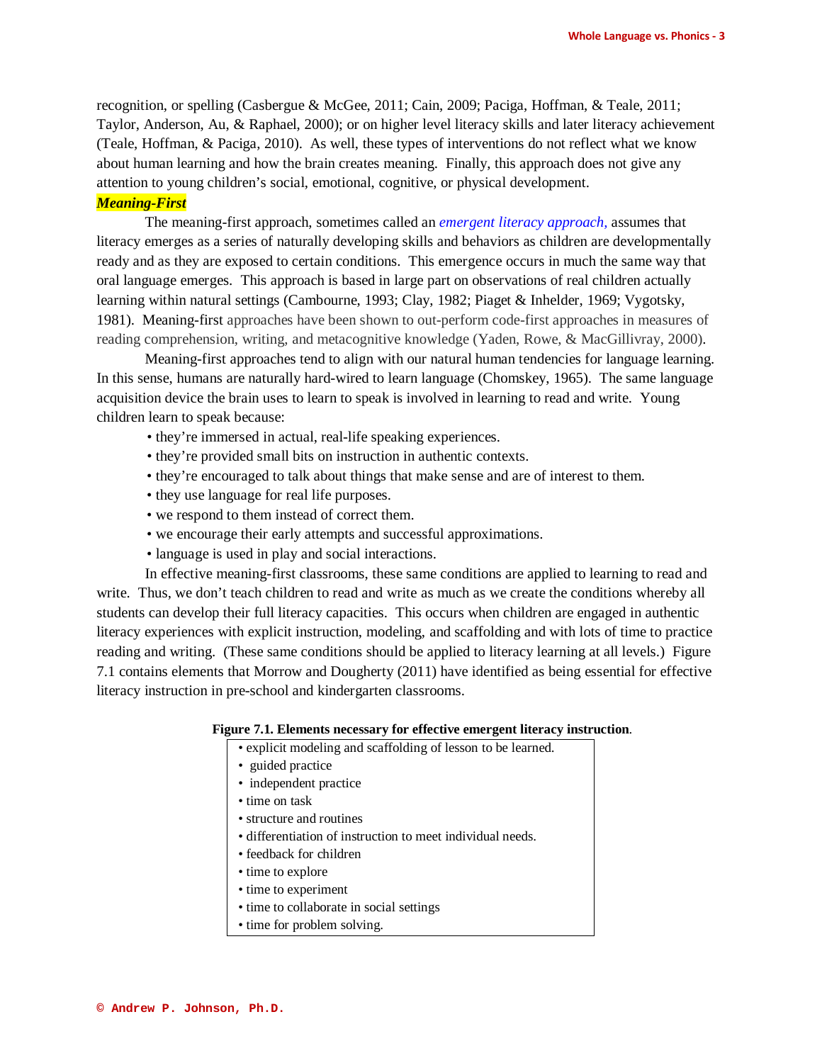recognition, or spelling (Casbergue & McGee, 2011; Cain, 2009; Paciga, Hoffman, & Teale, 2011; Taylor, Anderson, Au, & Raphael, 2000); or on higher level literacy skills and later literacy achievement (Teale, Hoffman, & Paciga, 2010). As well, these types of interventions do not reflect what we know about human learning and how the brain creates meaning. Finally, this approach does not give any attention to young children's social, emotional, cognitive, or physical development.

***Meaning-First***

The meaning-first approach, sometimes called an *emergent literacy approach,* assumes that literacy emerges as a series of naturally developing skills and behaviors as children are developmentally ready and as they are exposed to certain conditions. This emergence occurs in much the same way that oral language emerges. This approach is based in large part on observations of real children actually learning within natural settings (Cambourne, 1993; Clay, 1982; Piaget & Inhelder, 1969; Vygotsky, 1981). Meaning-first approaches have been shown to out-perform code-first approaches in measures of reading comprehension, writing, and metacognitive knowledge (Yaden, Rowe, & MacGillivray, 2000).

Meaning-first approaches tend to align with our natural human tendencies for language learning. In this sense, humans are naturally hard-wired to learn language (Chomskey, 1965). The same language acquisition device the brain uses to learn to speak is involved in learning to read and write. Young children learn to speak because:

- they're immersed in actual, real-life speaking experiences.
- they're provided small bits on instruction in authentic contexts.
- they're encouraged to talk about things that make sense and are of interest to them.
- they use language for real life purposes.
- we respond to them instead of correct them.
- we encourage their early attempts and successful approximations.
- language is used in play and social interactions.

In effective meaning-first classrooms, these same conditions are applied to learning to read and write. Thus, we don't teach children to read and write as much as we create the conditions whereby all students can develop their full literacy capacities. This occurs when children are engaged in authentic literacy experiences with explicit instruction, modeling, and scaffolding and with lots of time to practice reading and writing. (These same conditions should be applied to literacy learning at all levels.) Figure 7.1 contains elements that Morrow and Dougherty (2011) have identified as being essential for effective literacy instruction in pre-school and kindergarten classrooms.

**Figure 7.1. Elements necessary for effective emergent literacy instruction**.

- explicit modeling and scaffolding of lesson to be learned.
- guided practice
- independent practice
- time on task
- structure and routines
- differentiation of instruction to meet individual needs.
- feedback for children
- time to explore
- time to experiment
- time to collaborate in social settings
- time for problem solving.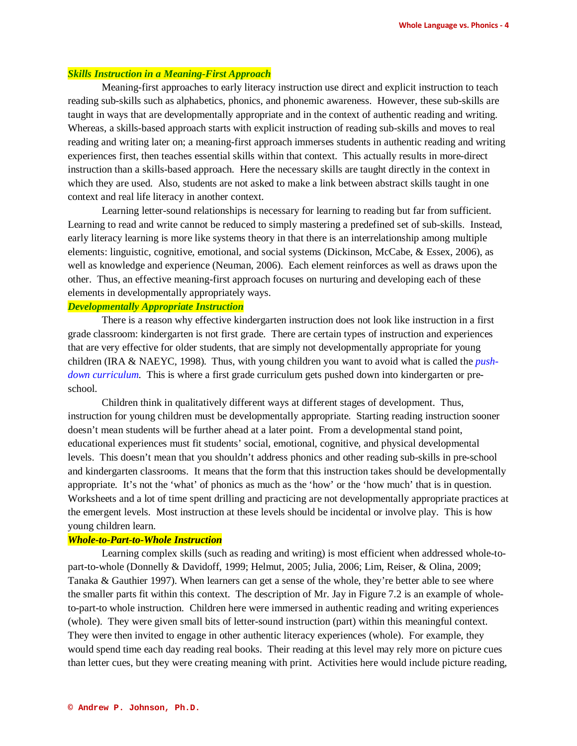### ***Skills Instruction in a Meaning-First Approach***

Meaning-first approaches to early literacy instruction use direct and explicit instruction to teach reading sub-skills such as alphabetics, phonics, and phonemic awareness. However, these sub-skills are taught in ways that are developmentally appropriate and in the context of authentic reading and writing. Whereas, a skills-based approach starts with explicit instruction of reading sub-skills and moves to real reading and writing later on; a meaning-first approach immerses students in authentic reading and writing experiences first, then teaches essential skills within that context. This actually results in more-direct instruction than a skills-based approach. Here the necessary skills are taught directly in the context in which they are used. Also, students are not asked to make a link between abstract skills taught in one context and real life literacy in another context.

Learning letter-sound relationships is necessary for learning to reading but far from sufficient. Learning to read and write cannot be reduced to simply mastering a predefined set of sub-skills. Instead, early literacy learning is more like systems theory in that there is an interrelationship among multiple elements: linguistic, cognitive, emotional, and social systems (Dickinson, McCabe, & Essex, 2006), as well as knowledge and experience (Neuman, 2006). Each element reinforces as well as draws upon the other. Thus, an effective meaning-first approach focuses on nurturing and developing each of these elements in developmentally appropriately ways.

### ***Developmentally Appropriate Instruction***

There is a reason why effective kindergarten instruction does not look like instruction in a first grade classroom: kindergarten is not first grade. There are certain types of instruction and experiences that are very effective for older students, that are simply not developmentally appropriate for young children (IRA & NAEYC, 1998). Thus, with young children you want to avoid what is called the *push-down curriculum*. This is where a first grade curriculum gets pushed down into kindergarten or pre-school.

Children think in qualitatively different ways at different stages of development. Thus, instruction for young children must be developmentally appropriate. Starting reading instruction sooner doesn't mean students will be further ahead at a later point. From a developmental stand point, educational experiences must fit students' social, emotional, cognitive, and physical developmental levels. This doesn't mean that you shouldn't address phonics and other reading sub-skills in pre-school and kindergarten classrooms. It means that the form that this instruction takes should be developmentally appropriate. It's not the 'what' of phonics as much as the 'how' or the 'how much' that is in question. Worksheets and a lot of time spent drilling and practicing are not developmentally appropriate practices at the emergent levels. Most instruction at these levels should be incidental or involve play. This is how young children learn.

### ***Whole-to-Part-to-Whole Instruction***

Learning complex skills (such as reading and writing) is most efficient when addressed whole-to-part-to-whole (Donnelly & Davidoff, 1999; Helmut, 2005; Julia, 2006; Lim, Reiser, & Olina, 2009; Tanaka & Gauthier 1997). When learners can get a sense of the whole, they're better able to see where the smaller parts fit within this context. The description of Mr. Jay in Figure 7.2 is an example of whole-to-part-to whole instruction. Children here were immersed in authentic reading and writing experiences (whole). They were given small bits of letter-sound instruction (part) within this meaningful context. They were then invited to engage in other authentic literacy experiences (whole). For example, they would spend time each day reading real books. Their reading at this level may rely more on picture cues than letter cues, but they were creating meaning with print. Activities here would include picture reading,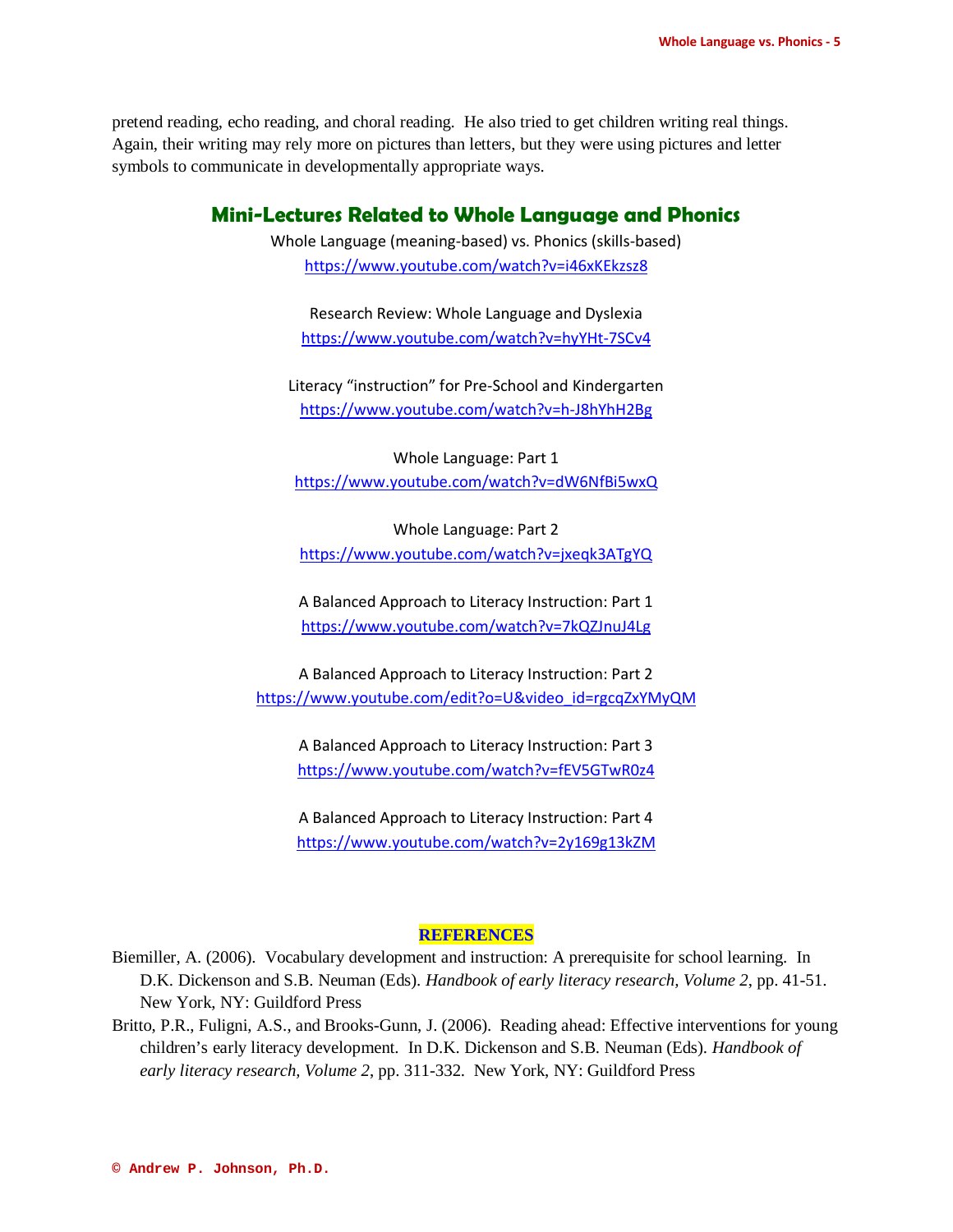pretend reading, echo reading, and choral reading. He also tried to get children writing real things. Again, their writing may rely more on pictures than letters, but they were using pictures and letter symbols to communicate in developmentally appropriate ways.

## Mini-Lectures Related to Whole Language and Phonics

Whole Language (meaning-based) vs. Phonics (skills-based)
https://www.youtube.com/watch?v=i46xKEkzsz8

Research Review: Whole Language and Dyslexia
https://www.youtube.com/watch?v=hyYHt-7SCv4

Literacy "instruction" for Pre-School and Kindergarten
https://www.youtube.com/watch?v=h-J8hYhH2Bg

Whole Language: Part 1
https://www.youtube.com/watch?v=dW6NfBi5wxQ

Whole Language: Part 2
https://www.youtube.com/watch?v=jxeqk3ATgYQ

A Balanced Approach to Literacy Instruction: Part 1
https://www.youtube.com/watch?v=7kQZJnuJ4Lg

A Balanced Approach to Literacy Instruction: Part 2
https://www.youtube.com/edit?o=U&video_id=rgcqZxYMyQM

A Balanced Approach to Literacy Instruction: Part 3
https://www.youtube.com/watch?v=fEV5GTwR0z4

A Balanced Approach to Literacy Instruction: Part 4
https://www.youtube.com/watch?v=2y169g13kZM

## REFERENCES

Biemiller, A. (2006). Vocabulary development and instruction: A prerequisite for school learning. In D.K. Dickenson and S.B. Neuman (Eds). *Handbook of early literacy research, Volume 2*, pp. 41-51. New York, NY: Guildford Press

Britto, P.R., Fuligni, A.S., and Brooks-Gunn, J. (2006). Reading ahead: Effective interventions for young children's early literacy development. In D.K. Dickenson and S.B. Neuman (Eds). *Handbook of early literacy research, Volume 2*, pp. 311-332. New York, NY: Guildford Press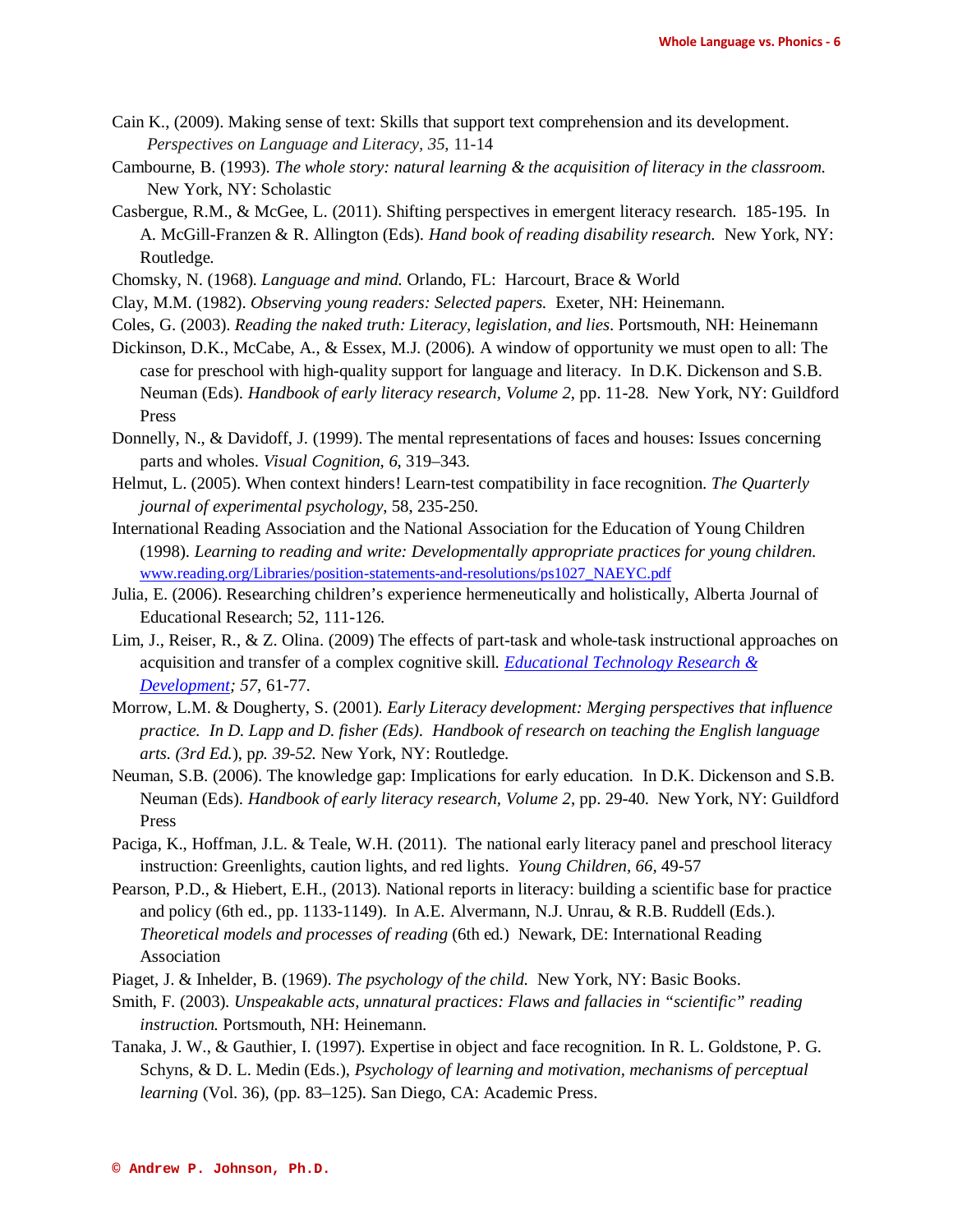Cain K., (2009). Making sense of text: Skills that support text comprehension and its development. *Perspectives on Language and Literacy, 35*, 11-14

Cambourne, B. (1993). *The whole story: natural learning & the acquisition of literacy in the classroom.* New York, NY: Scholastic

Casbergue, R.M., & McGee, L. (2011). Shifting perspectives in emergent literacy research. 185-195. In A. McGill-Franzen & R. Allington (Eds). *Hand book of reading disability research.* New York, NY: Routledge.

Chomsky, N. (1968). *Language and mind.* Orlando, FL: Harcourt, Brace & World

Clay, M.M. (1982). *Observing young readers: Selected papers.* Exeter, NH: Heinemann.

Coles, G. (2003). *Reading the naked truth: Literacy, legislation, and lies*. Portsmouth, NH: Heinemann

Dickinson, D.K., McCabe, A., & Essex, M.J. (2006). A window of opportunity we must open to all: The case for preschool with high-quality support for language and literacy. In D.K. Dickenson and S.B. Neuman (Eds). *Handbook of early literacy research, Volume 2*, pp. 11-28. New York, NY: Guildford Press

Donnelly, N., & Davidoff, J. (1999). The mental representations of faces and houses: Issues concerning parts and wholes. *Visual Cognition, 6*, 319–343.

Helmut, L. (2005). When context hinders! Learn-test compatibility in face recognition. *The Quarterly journal of experimental psychology*, 58, 235-250.

International Reading Association and the National Association for the Education of Young Children (1998). *Learning to reading and write: Developmentally appropriate practices for young children.* www.reading.org/Libraries/position-statements-and-resolutions/ps1027_NAEYC.pdf

Julia, E. (2006). Researching children's experience hermeneutically and holistically, Alberta Journal of Educational Research; 52, 111-126.

Lim, J., Reiser, R., & Z. Olina. (2009) The effects of part-task and whole-task instructional approaches on acquisition and transfer of a complex cognitive skill. *Educational Technology Research & Development; 57*, 61-77.

Morrow, L.M. & Dougherty, S. (2001). *Early Literacy development: Merging perspectives that influence practice. In D. Lapp and D. fisher (Eds). Handbook of research on teaching the English language arts. (3rd Ed.)*, p*p. 39-52.* New York, NY: Routledge.

Neuman, S.B. (2006). The knowledge gap: Implications for early education. In D.K. Dickenson and S.B. Neuman (Eds). *Handbook of early literacy research, Volume 2*, pp. 29-40. New York, NY: Guildford Press

Paciga, K., Hoffman, J.L. & Teale, W.H. (2011). The national early literacy panel and preschool literacy instruction: Greenlights, caution lights, and red lights. *Young Children, 66*, 49-57

Pearson, P.D., & Hiebert, E.H., (2013). National reports in literacy: building a scientific base for practice and policy (6th ed., pp. 1133-1149). In A.E. Alvermann, N.J. Unrau, & R.B. Ruddell (Eds.). *Theoretical models and processes of reading* (6th ed.) Newark, DE: International Reading Association

Piaget, J. & Inhelder, B. (1969). *The psychology of the child.* New York, NY: Basic Books.

Smith, F. (2003). *Unspeakable acts, unnatural practices: Flaws and fallacies in "scientific" reading instruction.* Portsmouth, NH: Heinemann.

Tanaka, J. W., & Gauthier, I. (1997). Expertise in object and face recognition. In R. L. Goldstone, P. G. Schyns, & D. L. Medin (Eds.), *Psychology of learning and motivation, mechanisms of perceptual learning* (Vol. 36), (pp. 83–125). San Diego, CA: Academic Press.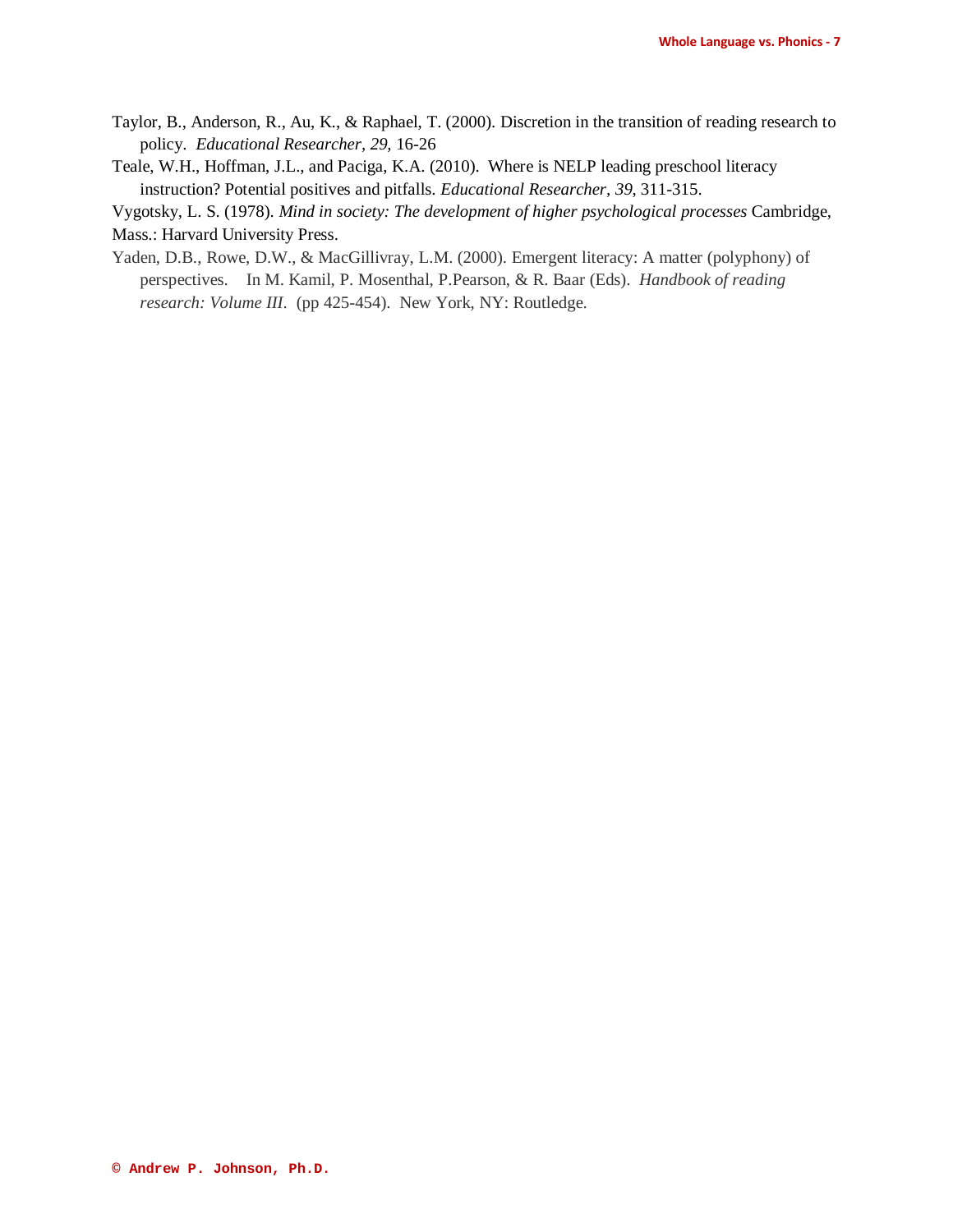Taylor, B., Anderson, R., Au, K., & Raphael, T. (2000). Discretion in the transition of reading research to policy. *Educational Researcher, 29*, 16-26

Teale, W.H., Hoffman, J.L., and Paciga, K.A. (2010). Where is NELP leading preschool literacy instruction? Potential positives and pitfalls. *Educational Researcher, 39*, 311-315.

Vygotsky, L. S. (1978). *Mind in society: The development of higher psychological processes* Cambridge, Mass.: Harvard University Press.

Yaden, D.B., Rowe, D.W., & MacGillivray, L.M. (2000). Emergent literacy: A matter (polyphony) of perspectives. In M. Kamil, P. Mosenthal, P.Pearson, & R. Baar (Eds). *Handbook of reading research: Volume III*. (pp 425-454). New York, NY: Routledge.